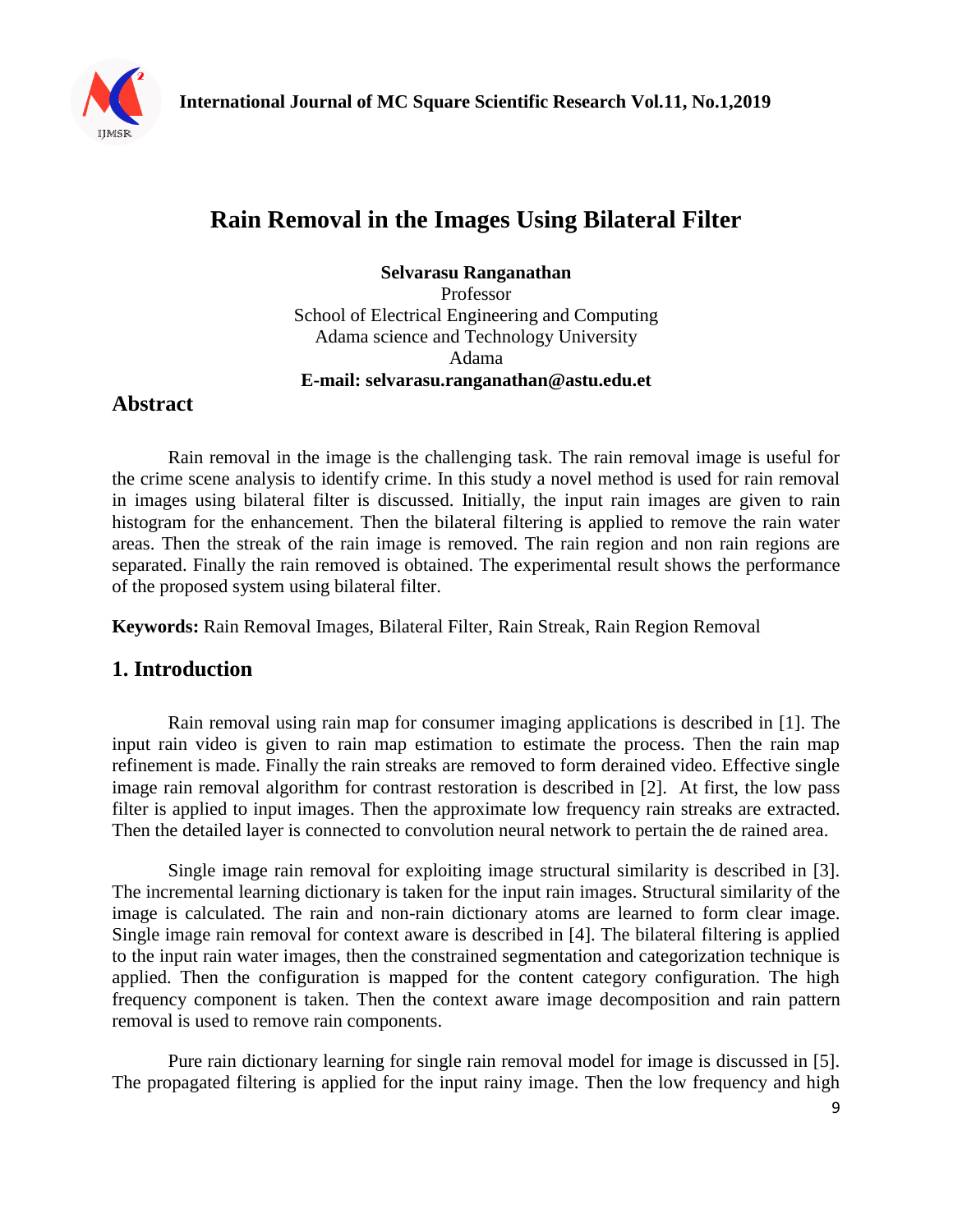# Rain Removal in the Images Using Bilateral Filter

**Selvarasu Ranganathan**
Professor
School of Electrical Engineering and Computing
Adama science and Technology University
Adama
**E-mail: selvarasu.ranganathan@astu.edu.et**

## Abstract

Rain removal in the image is the challenging task. The rain removal image is useful for the crime scene analysis to identify crime. In this study a novel method is used for rain removal in images using bilateral filter is discussed. Initially, the input rain images are given to rain histogram for the enhancement. Then the bilateral filtering is applied to remove the rain water areas. Then the streak of the rain image is removed. The rain region and non rain regions are separated. Finally the rain removed is obtained. The experimental result shows the performance of the proposed system using bilateral filter.

**Keywords:** Rain Removal Images, Bilateral Filter, Rain Streak, Rain Region Removal

## 1. Introduction

Rain removal using rain map for consumer imaging applications is described in [1]. The input rain video is given to rain map estimation to estimate the process. Then the rain map refinement is made. Finally the rain streaks are removed to form derained video. Effective single image rain removal algorithm for contrast restoration is described in [2]. At first, the low pass filter is applied to input images. Then the approximate low frequency rain streaks are extracted. Then the detailed layer is connected to convolution neural network to pertain the de rained area.

Single image rain removal for exploiting image structural similarity is described in [3]. The incremental learning dictionary is taken for the input rain images. Structural similarity of the image is calculated. The rain and non-rain dictionary atoms are learned to form clear image. Single image rain removal for context aware is described in [4]. The bilateral filtering is applied to the input rain water images, then the constrained segmentation and categorization technique is applied. Then the configuration is mapped for the content category configuration. The high frequency component is taken. Then the context aware image decomposition and rain pattern removal is used to remove rain components.

Pure rain dictionary learning for single rain removal model for image is discussed in [5]. The propagated filtering is applied for the input rainy image. Then the low frequency and high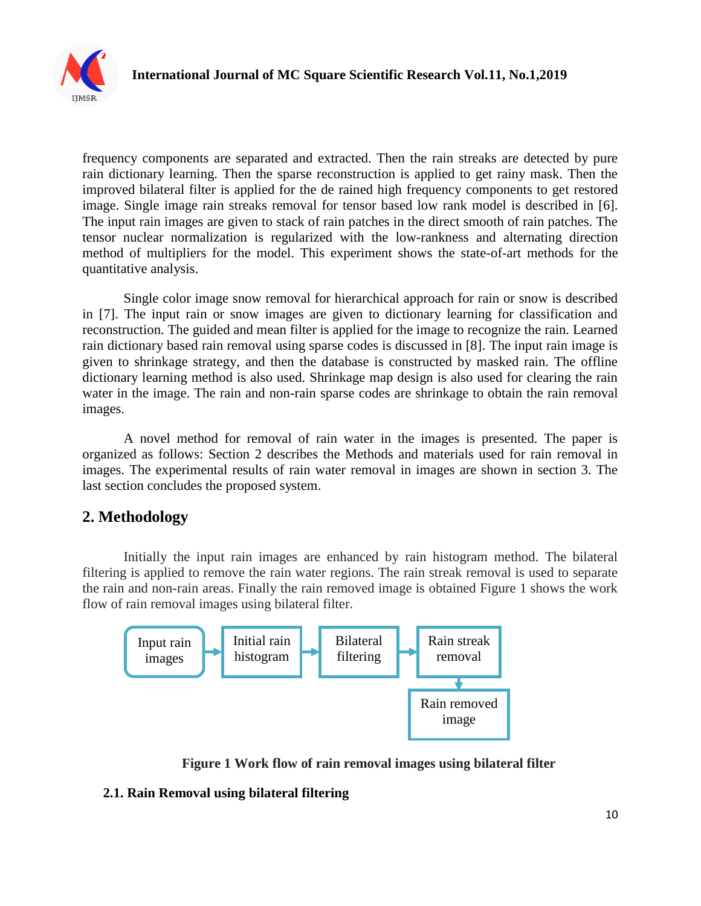frequency components are separated and extracted. Then the rain streaks are detected by pure rain dictionary learning. Then the sparse reconstruction is applied to get rainy mask. Then the improved bilateral filter is applied for the de rained high frequency components to get restored image. Single image rain streaks removal for tensor based low rank model is described in [6]. The input rain images are given to stack of rain patches in the direct smooth of rain patches. The tensor nuclear normalization is regularized with the low-rankness and alternating direction method of multipliers for the model. This experiment shows the state-of-art methods for the quantitative analysis.

Single color image snow removal for hierarchical approach for rain or snow is described in [7]. The input rain or snow images are given to dictionary learning for classification and reconstruction. The guided and mean filter is applied for the image to recognize the rain. Learned rain dictionary based rain removal using sparse codes is discussed in [8]. The input rain image is given to shrinkage strategy, and then the database is constructed by masked rain. The offline dictionary learning method is also used. Shrinkage map design is also used for clearing the rain water in the image. The rain and non-rain sparse codes are shrinkage to obtain the rain removal images.

A novel method for removal of rain water in the images is presented. The paper is organized as follows: Section 2 describes the Methods and materials used for rain removal in images. The experimental results of rain water removal in images are shown in section 3. The last section concludes the proposed system.

## 2. Methodology

Initially the input rain images are enhanced by rain histogram method. The bilateral filtering is applied to remove the rain water regions. The rain streak removal is used to separate the rain and non-rain areas. Finally the rain removed image is obtained Figure 1 shows the work flow of rain removal images using bilateral filter.

Input rain images → Initial rain histogram → Bilateral filtering → Rain streak removal → Rain removed image

**Figure 1 Work flow of rain removal images using bilateral filter**

### 2.1. Rain Removal using bilateral filtering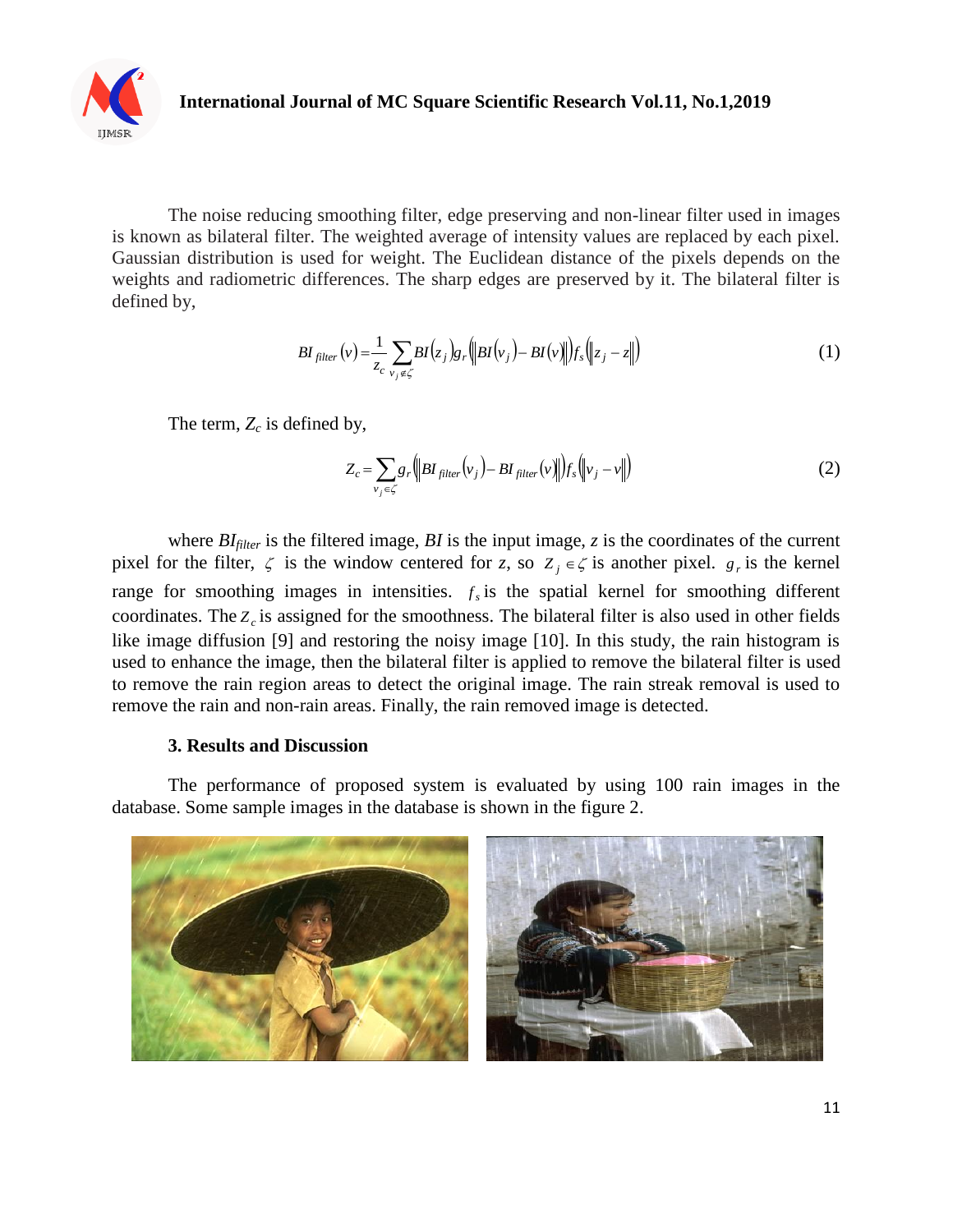The noise reducing smoothing filter, edge preserving and non-linear filter used in images is known as bilateral filter. The weighted average of intensity values are replaced by each pixel. Gaussian distribution is used for weight. The Euclidean distance of the pixels depends on the weights and radiometric differences. The sharp edges are preserved by it. The bilateral filter is defined by,

$$BI_{filter}(v) = \frac{1}{z_c} \sum_{v_j \notin \zeta} BI(z_j) g_r(\|BI(v_j) - BI(v)\|) f_s(\|z_j - z\|) \tag{1}$$

The term, $Z_c$ is defined by,

$$Z_c = \sum_{v_j \in \zeta} g_r(\|BI_{filter}(v_j) - BI_{filter}(v)\|) f_s(\|v_j - v\|) \tag{2}$$

where $BI_{filter}$ is the filtered image, *BI* is the input image, *z* is the coordinates of the current pixel for the filter, $\zeta$ is the window centered for *z*, so $Z_j \in \zeta$ is another pixel. $g_r$ is the kernel range for smoothing images in intensities. $f_s$ is the spatial kernel for smoothing different coordinates. The $Z_c$ is assigned for the smoothness. The bilateral filter is also used in other fields like image diffusion [9] and restoring the noisy image [10]. In this study, the rain histogram is used to enhance the image, then the bilateral filter is applied to remove the bilateral filter is used to remove the rain region areas to detect the original image. The rain streak removal is used to remove the rain and non-rain areas. Finally, the rain removed image is detected.

### 3. Results and Discussion

The performance of proposed system is evaluated by using 100 rain images in the database. Some sample images in the database is shown in the figure 2.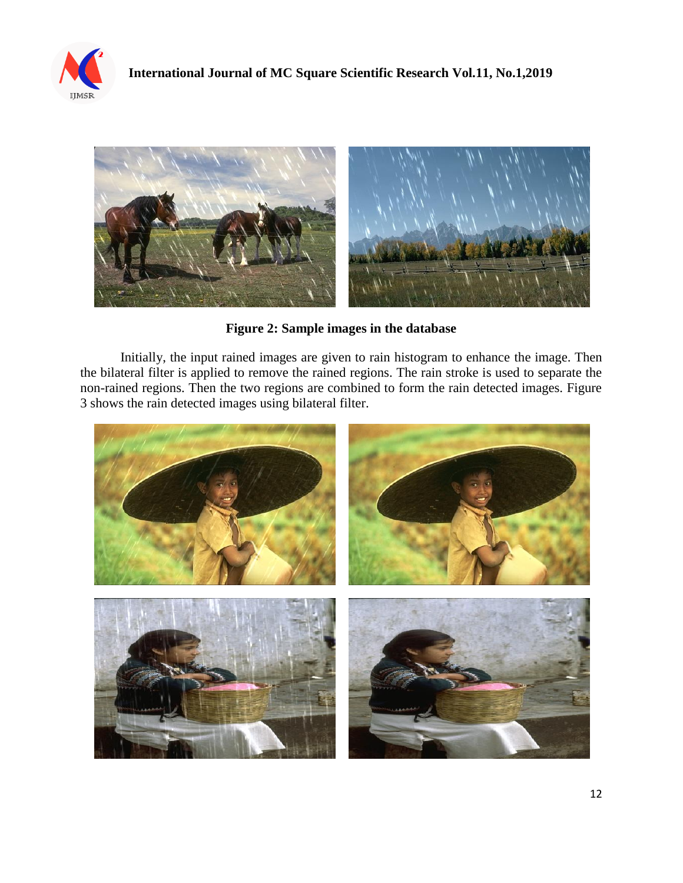**Figure 2: Sample images in the database**

Initially, the input rained images are given to rain histogram to enhance the image. Then the bilateral filter is applied to remove the rained regions. The rain stroke is used to separate the non-rained regions. Then the two regions are combined to form the rain detected images. Figure 3 shows the rain detected images using bilateral filter.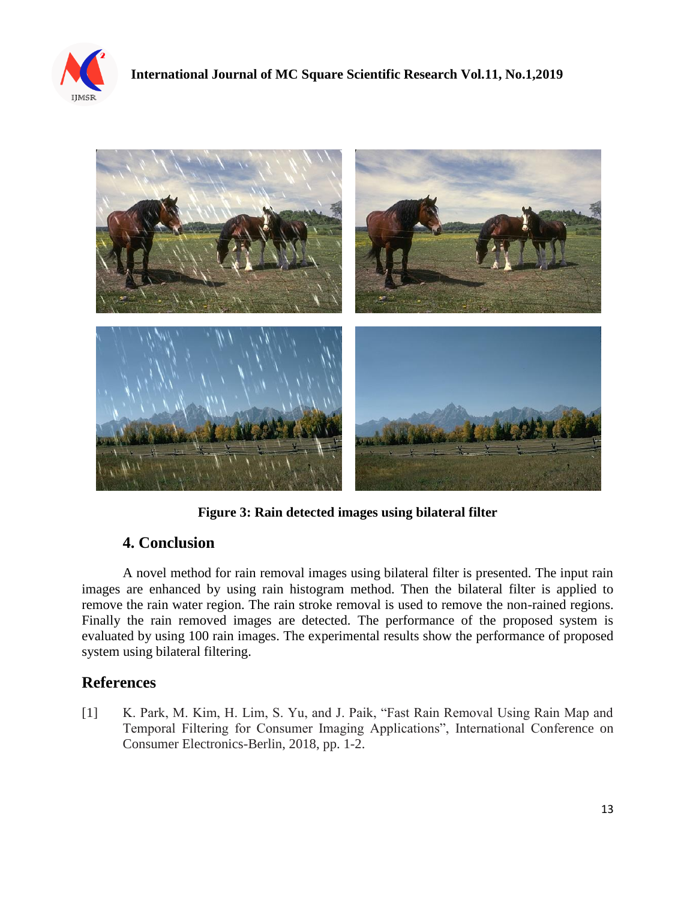Figure 3: Rain detected images using bilateral filter

## 4. Conclusion

A novel method for rain removal images using bilateral filter is presented. The input rain images are enhanced by using rain histogram method. Then the bilateral filter is applied to remove the rain water region. The rain stroke removal is used to remove the non-rained regions. Finally the rain removed images are detected. The performance of the proposed system is evaluated by using 100 rain images. The experimental results show the performance of proposed system using bilateral filtering.

## References

[1] K. Park, M. Kim, H. Lim, S. Yu, and J. Paik, "Fast Rain Removal Using Rain Map and Temporal Filtering for Consumer Imaging Applications", International Conference on Consumer Electronics-Berlin, 2018, pp. 1-2.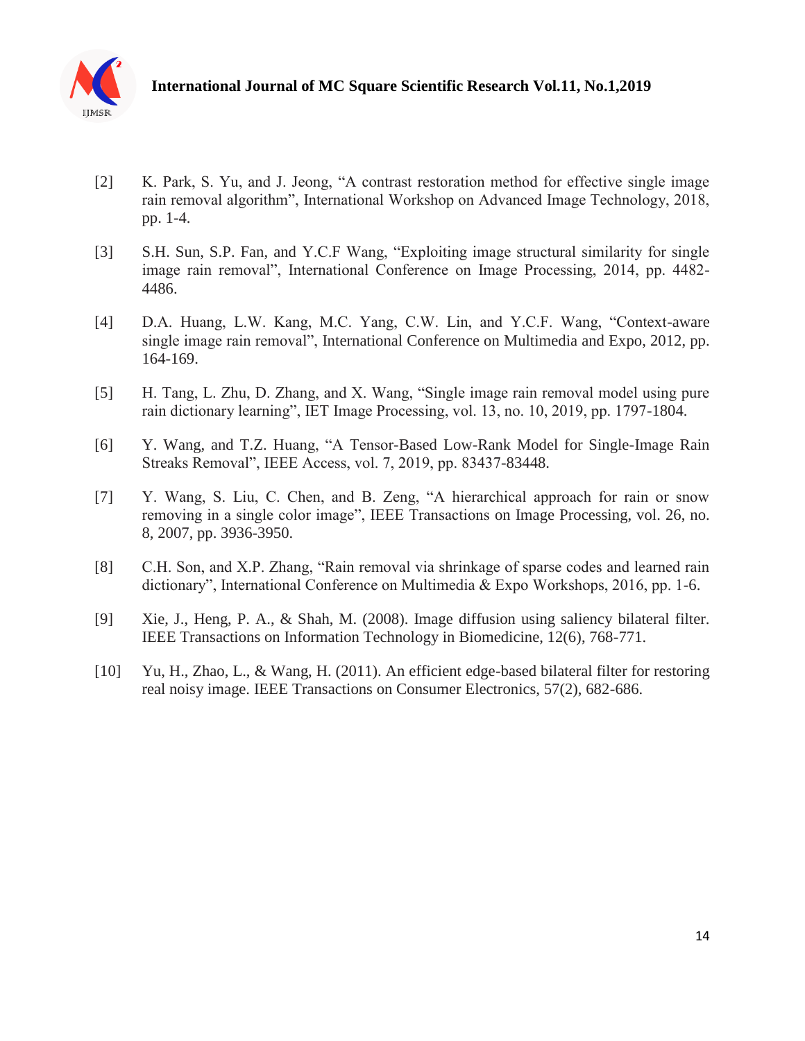[2] K. Park, S. Yu, and J. Jeong, "A contrast restoration method for effective single image rain removal algorithm", International Workshop on Advanced Image Technology, 2018, pp. 1-4.

[3] S.H. Sun, S.P. Fan, and Y.C.F Wang, "Exploiting image structural similarity for single image rain removal", International Conference on Image Processing, 2014, pp. 4482-4486.

[4] D.A. Huang, L.W. Kang, M.C. Yang, C.W. Lin, and Y.C.F. Wang, "Context-aware single image rain removal", International Conference on Multimedia and Expo, 2012, pp. 164-169.

[5] H. Tang, L. Zhu, D. Zhang, and X. Wang, "Single image rain removal model using pure rain dictionary learning", IET Image Processing, vol. 13, no. 10, 2019, pp. 1797-1804.

[6] Y. Wang, and T.Z. Huang, "A Tensor-Based Low-Rank Model for Single-Image Rain Streaks Removal", IEEE Access, vol. 7, 2019, pp. 83437-83448.

[7] Y. Wang, S. Liu, C. Chen, and B. Zeng, "A hierarchical approach for rain or snow removing in a single color image", IEEE Transactions on Image Processing, vol. 26, no. 8, 2007, pp. 3936-3950.

[8] C.H. Son, and X.P. Zhang, "Rain removal via shrinkage of sparse codes and learned rain dictionary", International Conference on Multimedia & Expo Workshops, 2016, pp. 1-6.

[9] Xie, J., Heng, P. A., & Shah, M. (2008). Image diffusion using saliency bilateral filter. IEEE Transactions on Information Technology in Biomedicine, 12(6), 768-771.

[10] Yu, H., Zhao, L., & Wang, H. (2011). An efficient edge-based bilateral filter for restoring real noisy image. IEEE Transactions on Consumer Electronics, 57(2), 682-686.